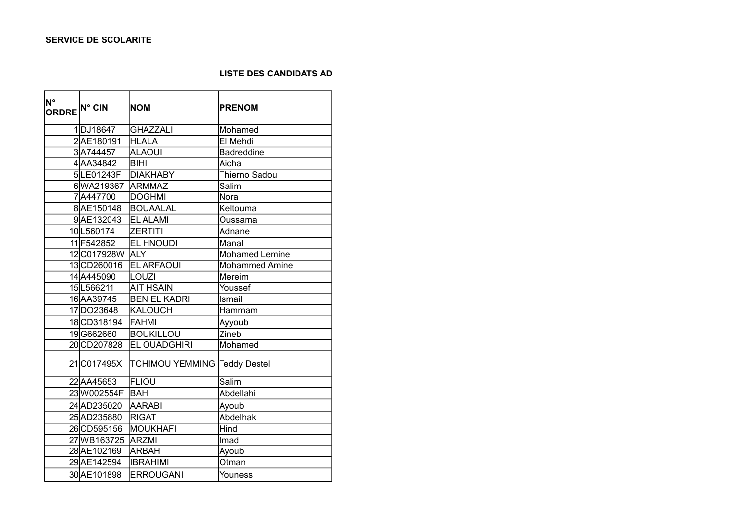**SERVICE DE SCOLARITE**

**LISTE DES CANDIDATS AD**

| N° ORDRE | N° CIN | NOM | PRENOM |
|---|---|---|---|
| 1 | DJ18647 | GHAZZALI | Mohamed |
| 2 | AE180191 | HLALA | El Mehdi |
| 3 | A744457 | ALAOUI | Badreddine |
| 4 | AA34842 | BIHI | Aicha |
| 5 | LE01243F | DIAKHABY | Thierno Sadou |
| 6 | WA219367 | ARMMAZ | Salim |
| 7 | A447700 | DOGHMI | Nora |
| 8 | AE150148 | BOUAALAL | Keltouma |
| 9 | AE132043 | EL ALAMI | Oussama |
| 10 | L560174 | ZERTITI | Adnane |
| 11 | F542852 | EL HNOUDI | Manal |
| 12 | C017928W | ALY | Mohamed Lemine |
| 13 | CD260016 | EL ARFAOUI | Mohammed Amine |
| 14 | A445090 | LOUZI | Mereim |
| 15 | L566211 | AIT HSAIN | Youssef |
| 16 | AA39745 | BEN EL KADRI | Ismail |
| 17 | DO23648 | KALOUCH | Hammam |
| 18 | CD318194 | FAHMI | Ayyoub |
| 19 | G662660 | BOUKILLOU | Zineb |
| 20 | CD207828 | EL OUADGHIRI | Mohamed |
| 21 | C017495X | TCHIMOU YEMMING | Teddy Destel |
| 22 | AA45653 | FLIOU | Salim |
| 23 | W002554F | BAH | Abdellahi |
| 24 | AD235020 | AARABI | Ayoub |
| 25 | AD235880 | RIGAT | Abdelhak |
| 26 | CD595156 | MOUKHAFI | Hind |
| 27 | WB163725 | ARZMI | Imad |
| 28 | AE102169 | ARBAH | Ayoub |
| 29 | AE142594 | IBRAHIMI | Otman |
| 30 | AE101898 | ERROUGANI | Youness |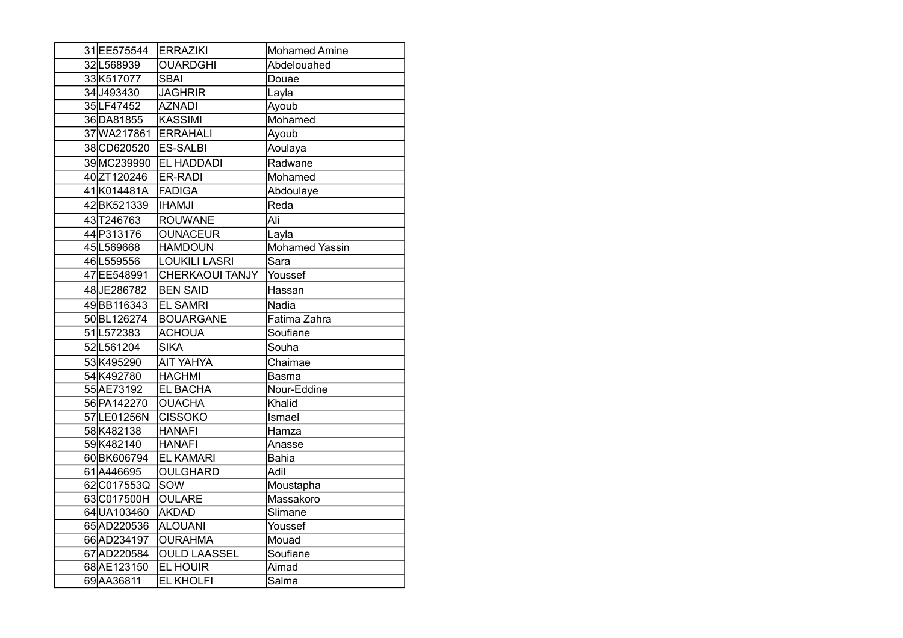| | | | |
|---|---|---|---|
| 31 | EE575544 | ERRAZIKI | Mohamed Amine |
| 32 | L568939 | OUARDGHI | Abdelouahed |
| 33 | K517077 | SBAI | Douae |
| 34 | J493430 | JAGHRIR | Layla |
| 35 | LF47452 | AZNADI | Ayoub |
| 36 | DA81855 | KASSIMI | Mohamed |
| 37 | WA217861 | ERRAHALI | Ayoub |
| 38 | CD620520 | ES-SALBI | Aoulaya |
| 39 | MC239990 | EL HADDADI | Radwane |
| 40 | ZT120246 | ER-RADI | Mohamed |
| 41 | K014481A | FADIGA | Abdoulaye |
| 42 | BK521339 | IHAMJI | Reda |
| 43 | T246763 | ROUWANE | Ali |
| 44 | P313176 | OUNACEUR | Layla |
| 45 | L569668 | HAMDOUN | Mohamed Yassin |
| 46 | L559556 | LOUKILI LASRI | Sara |
| 47 | EE548991 | CHERKAOUI TANJY | Youssef |
| 48 | JE286782 | BEN SAID | Hassan |
| 49 | BB116343 | EL SAMRI | Nadia |
| 50 | BL126274 | BOUARGANE | Fatima Zahra |
| 51 | L572383 | ACHOUA | Soufiane |
| 52 | L561204 | SIKA | Souha |
| 53 | K495290 | AIT YAHYA | Chaimae |
| 54 | K492780 | HACHMI | Basma |
| 55 | AE73192 | EL BACHA | Nour-Eddine |
| 56 | PA142270 | OUACHA | Khalid |
| 57 | LE01256N | CISSOKO | Ismael |
| 58 | K482138 | HANAFI | Hamza |
| 59 | K482140 | HANAFI | Anasse |
| 60 | BK606794 | EL KAMARI | Bahia |
| 61 | A446695 | OULGHARD | Adil |
| 62 | C017553Q | SOW | Moustapha |
| 63 | C017500H | OULARE | Massakoro |
| 64 | UA103460 | AKDAD | Slimane |
| 65 | AD220536 | ALOUANI | Youssef |
| 66 | AD234197 | OURAHMA | Mouad |
| 67 | AD220584 | OULD LAASSEL | Soufiane |
| 68 | AE123150 | EL HOUIR | Aimad |
| 69 | AA36811 | EL KHOLFI | Salma |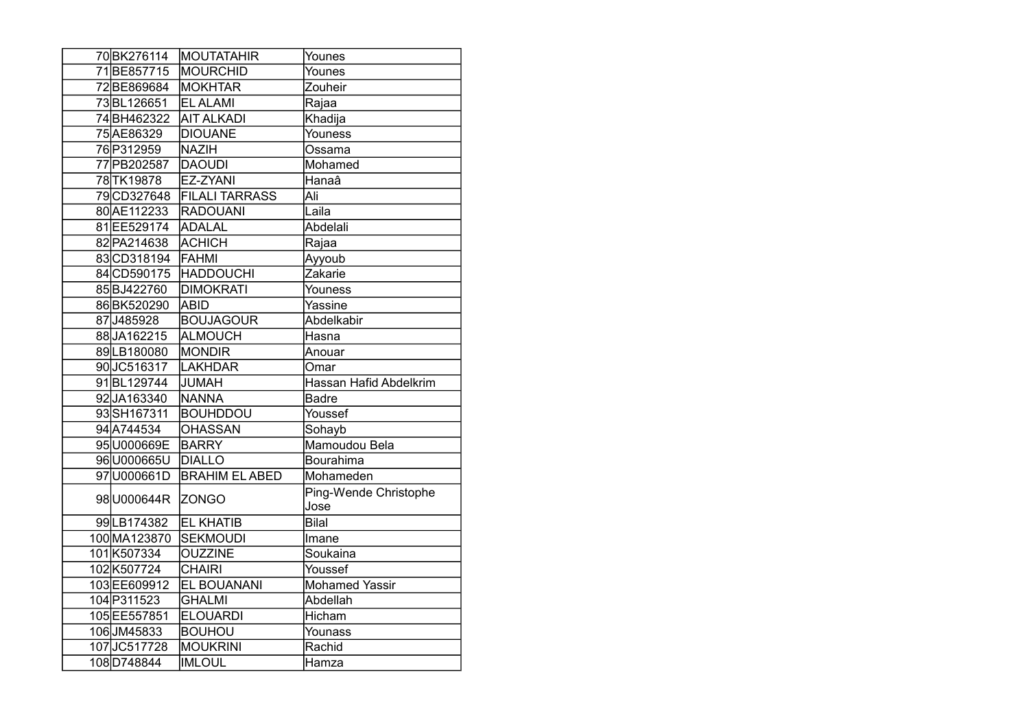| 70 | BK276114 | MOUTATAHIR | Younes |
|---|---|---|---|
| 71 | BE857715 | MOURCHID | Younes |
| 72 | BE869684 | MOKHTAR | Zouheir |
| 73 | BL126651 | EL ALAMI | Rajaa |
| 74 | BH462322 | AIT ALKADI | Khadija |
| 75 | AE86329 | DIOUANE | Youness |
| 76 | P312959 | NAZIH | Ossama |
| 77 | PB202587 | DAOUDI | Mohamed |
| 78 | TK19878 | EZ-ZYANI | Hanaâ |
| 79 | CD327648 | FILALI TARRASS | Ali |
| 80 | AE112233 | RADOUANI | Laila |
| 81 | EE529174 | ADALAL | Abdelali |
| 82 | PA214638 | ACHICH | Rajaa |
| 83 | CD318194 | FAHMI | Ayyoub |
| 84 | CD590175 | HADDOUCHI | Zakarie |
| 85 | BJ422760 | DIMOKRATI | Youness |
| 86 | BK520290 | ABID | Yassine |
| 87 | J485928 | BOUJAGOUR | Abdelkabir |
| 88 | JA162215 | ALMOUCH | Hasna |
| 89 | LB180080 | MONDIR | Anouar |
| 90 | JC516317 | LAKHDAR | Omar |
| 91 | BL129744 | JUMAH | Hassan Hafid Abdelkrim |
| 92 | JA163340 | NANNA | Badre |
| 93 | SH167311 | BOUHDDOU | Youssef |
| 94 | A744534 | OHASSAN | Sohayb |
| 95 | U000669E | BARRY | Mamoudou Bela |
| 96 | U000665U | DIALLO | Bourahima |
| 97 | U000661D | BRAHIM EL ABED | Mohameden |
| 98 | U000644R | ZONGO | Ping-Wende Christophe Jose |
| 99 | LB174382 | EL KHATIB | Bilal |
| 100 | MA123870 | SEKMOUDI | Imane |
| 101 | K507334 | OUZZINE | Soukaina |
| 102 | K507724 | CHAIRI | Youssef |
| 103 | EE609912 | EL BOUANANI | Mohamed Yassir |
| 104 | P311523 | GHALMI | Abdellah |
| 105 | EE557851 | ELOUARDI | Hicham |
| 106 | JM45833 | BOUHOU | Younass |
| 107 | JC517728 | MOUKRINI | Rachid |
| 108 | D748844 | IMLOUL | Hamza |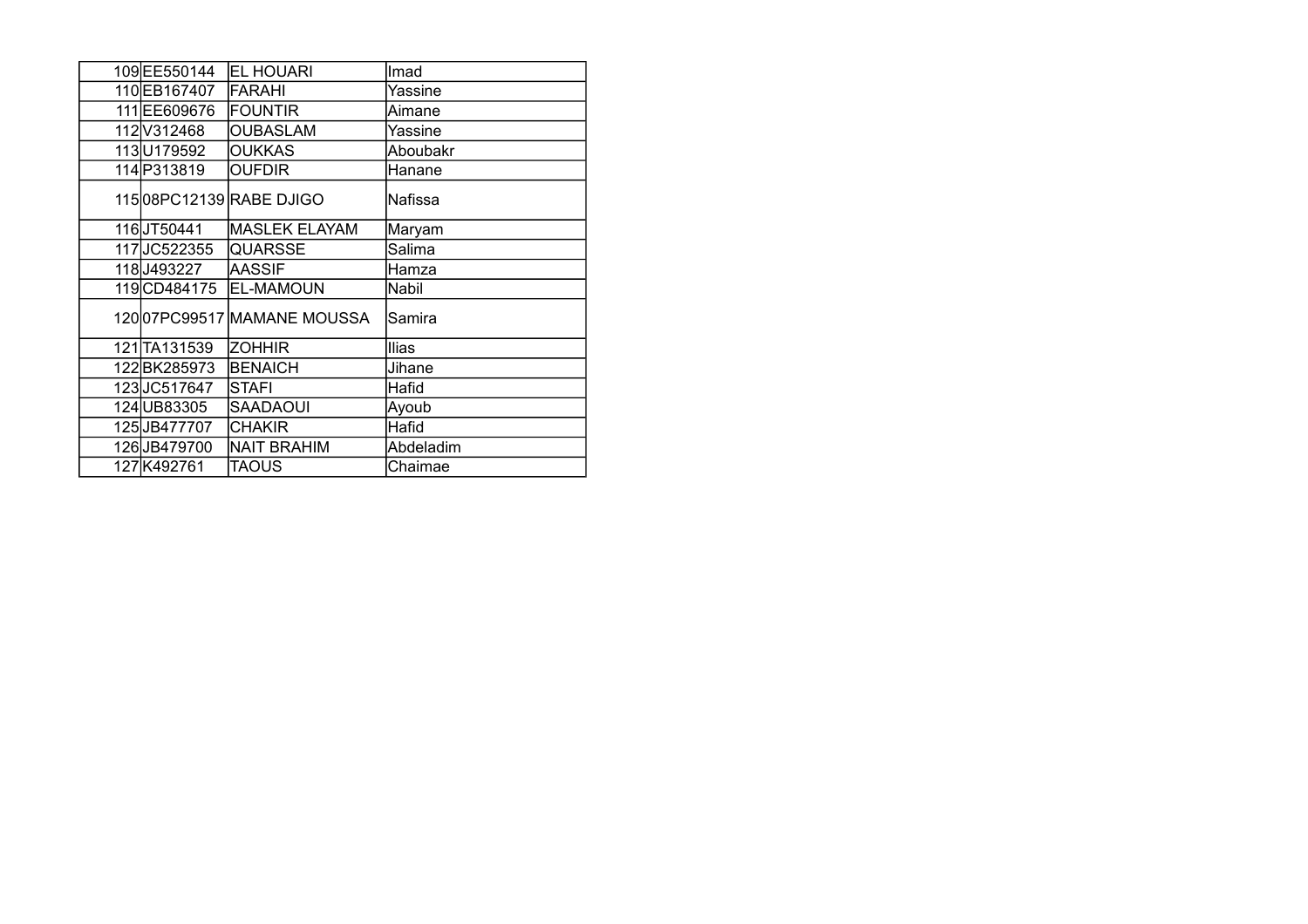| | | | |
|---|---|---|---|
| 109 | EE550144 | EL HOUARI | Imad |
| 110 | EB167407 | FARAHI | Yassine |
| 111 | EE609676 | FOUNTIR | Aimane |
| 112 | V312468 | OUBASLAM | Yassine |
| 113 | U179592 | OUKKAS | Aboubakr |
| 114 | P313819 | OUFDIR | Hanane |
| 115 | 08PC12139 | RABE DJIGO | Nafissa |
| 116 | JT50441 | MASLEK ELAYAM | Maryam |
| 117 | JC522355 | QUARSSE | Salima |
| 118 | J493227 | AASSIF | Hamza |
| 119 | CD484175 | EL-MAMOUN | Nabil |
| 120 | 07PC99517 | MAMANE MOUSSA | Samira |
| 121 | TA131539 | ZOHHIR | Ilias |
| 122 | BK285973 | BENAICH | Jihane |
| 123 | JC517647 | STAFI | Hafid |
| 124 | UB83305 | SAADAOUI | Ayoub |
| 125 | JB477707 | CHAKIR | Hafid |
| 126 | JB479700 | NAIT BRAHIM | Abdeladim |
| 127 | K492761 | TAOUS | Chaimae |